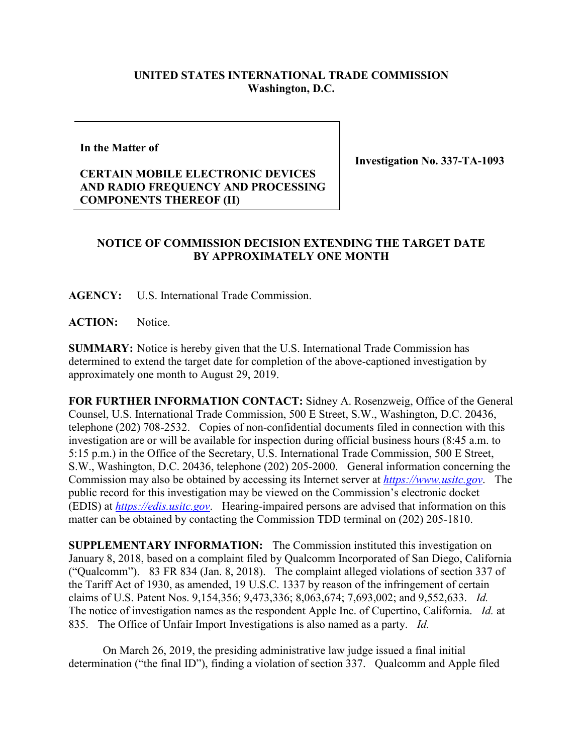**UNITED STATES INTERNATIONAL TRADE COMMISSION**
**Washington, D.C.**

| In the Matter of<br><br>**CERTAIN MOBILE ELECTRONIC DEVICES AND RADIO FREQUENCY AND PROCESSING COMPONENTS THEREOF (II)** | **Investigation No. 337-TA-1093** |
|---|---|

**NOTICE OF COMMISSION DECISION EXTENDING THE TARGET DATE BY APPROXIMATELY ONE MONTH**

**AGENCY:** U.S. International Trade Commission.

**ACTION:** Notice.

**SUMMARY:** Notice is hereby given that the U.S. International Trade Commission has determined to extend the target date for completion of the above-captioned investigation by approximately one month to August 29, 2019.

**FOR FURTHER INFORMATION CONTACT:** Sidney A. Rosenzweig, Office of the General Counsel, U.S. International Trade Commission, 500 E Street, S.W., Washington, D.C. 20436, telephone (202) 708-2532. Copies of non-confidential documents filed in connection with this investigation are or will be available for inspection during official business hours (8:45 a.m. to 5:15 p.m.) in the Office of the Secretary, U.S. International Trade Commission, 500 E Street, S.W., Washington, D.C. 20436, telephone (202) 205-2000. General information concerning the Commission may also be obtained by accessing its Internet server at *https://www.usitc.gov*. The public record for this investigation may be viewed on the Commission's electronic docket (EDIS) at *https://edis.usitc.gov*. Hearing-impaired persons are advised that information on this matter can be obtained by contacting the Commission TDD terminal on (202) 205-1810.

**SUPPLEMENTARY INFORMATION:** The Commission instituted this investigation on January 8, 2018, based on a complaint filed by Qualcomm Incorporated of San Diego, California ("Qualcomm"). 83 FR 834 (Jan. 8, 2018). The complaint alleged violations of section 337 of the Tariff Act of 1930, as amended, 19 U.S.C. 1337 by reason of the infringement of certain claims of U.S. Patent Nos. 9,154,356; 9,473,336; 8,063,674; 7,693,002; and 9,552,633. *Id.* The notice of investigation names as the respondent Apple Inc. of Cupertino, California. *Id.* at 835. The Office of Unfair Import Investigations is also named as a party. *Id.*

On March 26, 2019, the presiding administrative law judge issued a final initial determination ("the final ID"), finding a violation of section 337. Qualcomm and Apple filed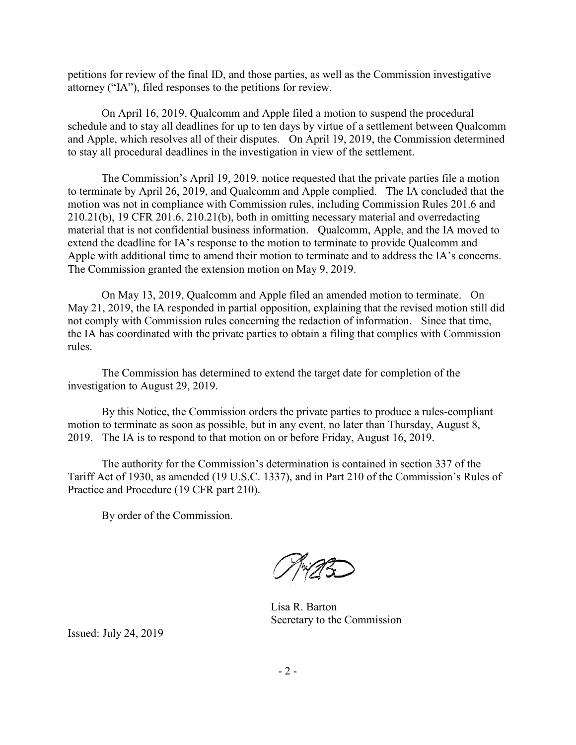petitions for review of the final ID, and those parties, as well as the Commission investigative attorney ("IA"), filed responses to the petitions for review.

On April 16, 2019, Qualcomm and Apple filed a motion to suspend the procedural schedule and to stay all deadlines for up to ten days by virtue of a settlement between Qualcomm and Apple, which resolves all of their disputes. On April 19, 2019, the Commission determined to stay all procedural deadlines in the investigation in view of the settlement.

The Commission's April 19, 2019, notice requested that the private parties file a motion to terminate by April 26, 2019, and Qualcomm and Apple complied. The IA concluded that the motion was not in compliance with Commission rules, including Commission Rules 201.6 and 210.21(b), 19 CFR 201.6, 210.21(b), both in omitting necessary material and overredacting material that is not confidential business information. Qualcomm, Apple, and the IA moved to extend the deadline for IA's response to the motion to terminate to provide Qualcomm and Apple with additional time to amend their motion to terminate and to address the IA's concerns. The Commission granted the extension motion on May 9, 2019.

On May 13, 2019, Qualcomm and Apple filed an amended motion to terminate. On May 21, 2019, the IA responded in partial opposition, explaining that the revised motion still did not comply with Commission rules concerning the redaction of information. Since that time, the IA has coordinated with the private parties to obtain a filing that complies with Commission rules.

The Commission has determined to extend the target date for completion of the investigation to August 29, 2019.

By this Notice, the Commission orders the private parties to produce a rules-compliant motion to terminate as soon as possible, but in any event, no later than Thursday, August 8, 2019. The IA is to respond to that motion on or before Friday, August 16, 2019.

The authority for the Commission's determination is contained in section 337 of the Tariff Act of 1930, as amended (19 U.S.C. 1337), and in Part 210 of the Commission's Rules of Practice and Procedure (19 CFR part 210).

By order of the Commission.

Lisa R. Barton
Secretary to the Commission

Issued: July 24, 2019